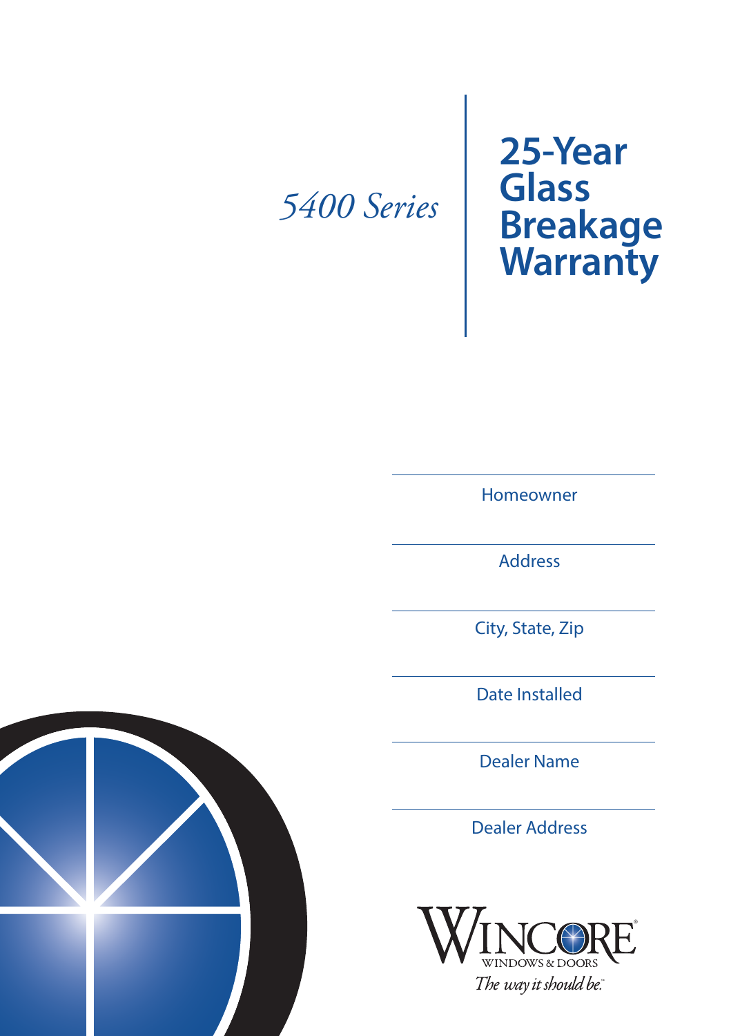*5400 Series*

# 25-Year Glass Breakage Warranty

Homeowner

Address

City, State, Zip

Date Installed

Dealer Name

Dealer Address

WINCORE®
WINDOWS & DOORS

*The way it should be.*™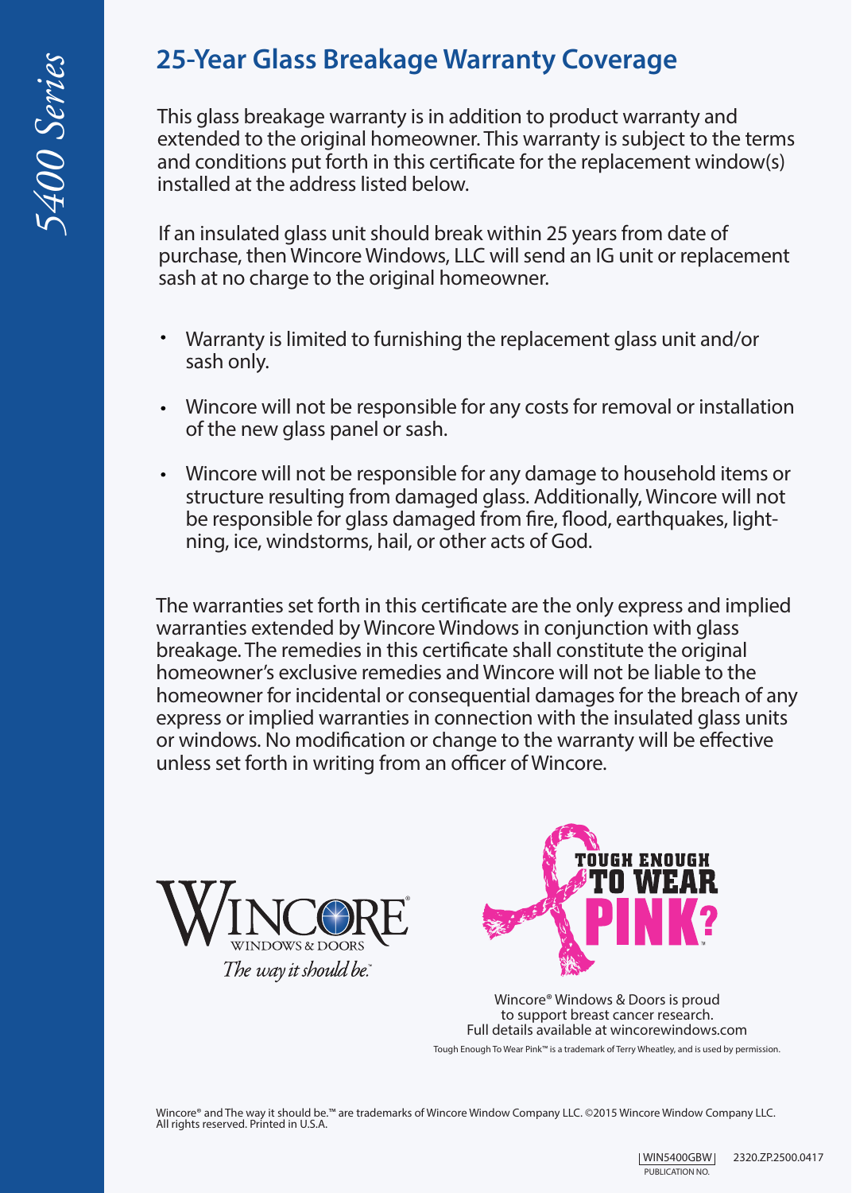5400 Series

## 25-Year Glass Breakage Warranty Coverage

This glass breakage warranty is in addition to product warranty and extended to the original homeowner. This warranty is subject to the terms and conditions put forth in this certificate for the replacement window(s) installed at the address listed below.

If an insulated glass unit should break within 25 years from date of purchase, then Wincore Windows, LLC will send an IG unit or replacement sash at no charge to the original homeowner.

- Warranty is limited to furnishing the replacement glass unit and/or sash only.
- Wincore will not be responsible for any costs for removal or installation of the new glass panel or sash.
- Wincore will not be responsible for any damage to household items or structure resulting from damaged glass. Additionally, Wincore will not be responsible for glass damaged from fire, flood, earthquakes, lightning, ice, windstorms, hail, or other acts of God.

The warranties set forth in this certificate are the only express and implied warranties extended by Wincore Windows in conjunction with glass breakage. The remedies in this certificate shall constitute the original homeowner's exclusive remedies and Wincore will not be liable to the homeowner for incidental or consequential damages for the breach of any express or implied warranties in connection with the insulated glass units or windows. No modification or change to the warranty will be effective unless set forth in writing from an officer of Wincore.

WINCORE® WINDOWS & DOORS
The way it should be.™

TOUGH ENOUGH TO WEAR PINK?™

Wincore® Windows & Doors is proud to support breast cancer research.
Full details available at wincorewindows.com

Tough Enough To Wear Pink™ is a trademark of Terry Wheatley, and is used by permission.

Wincore® and The way it should be.™ are trademarks of Wincore Window Company LLC. ©2015 Wincore Window Company LLC. All rights reserved. Printed in U.S.A.

WIN5400GBW
PUBLICATION NO.

2320.ZP.2500.0417